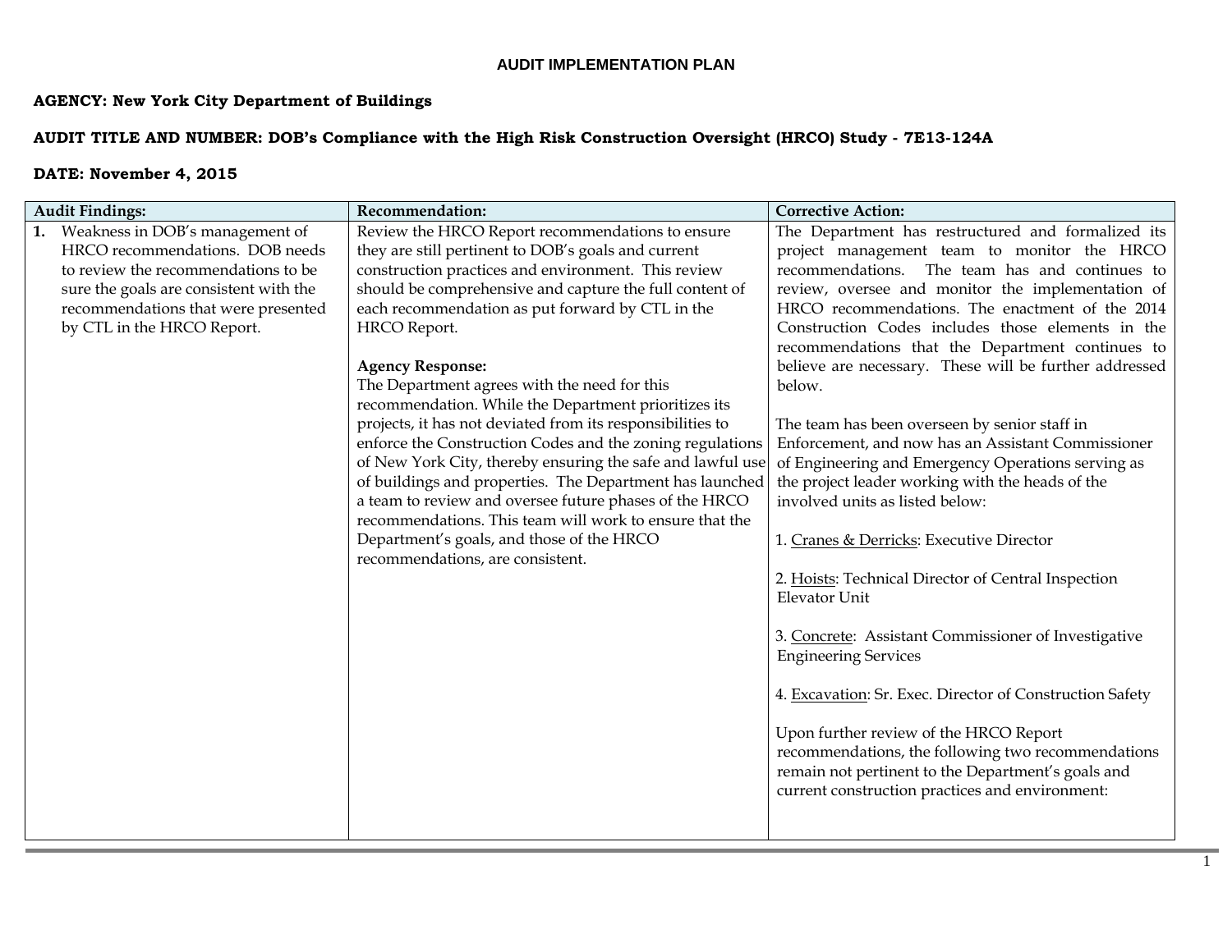# AUDIT IMPLEMENTATION PLAN

**AGENCY: New York City Department of Buildings**

**AUDIT TITLE AND NUMBER: DOB's Compliance with the High Risk Construction Oversight (HRCO) Study - 7E13-124A**

**DATE: November 4, 2015**

| Audit Findings: | Recommendation: | Corrective Action: |
|---|---|---|
| **1.** Weakness in DOB's management of HRCO recommendations. DOB needs to review the recommendations to be sure the goals are consistent with the recommendations that were presented by CTL in the HRCO Report. | Review the HRCO Report recommendations to ensure they are still pertinent to DOB's goals and current construction practices and environment. This review should be comprehensive and capture the full content of each recommendation as put forward by CTL in the HRCO Report.<br><br>**Agency Response:**<br>The Department agrees with the need for this recommendation. While the Department prioritizes its projects, it has not deviated from its responsibilities to enforce the Construction Codes and the zoning regulations of New York City, thereby ensuring the safe and lawful use of buildings and properties. The Department has launched a team to review and oversee future phases of the HRCO recommendations. This team will work to ensure that the Department's goals, and those of the HRCO recommendations, are consistent. | The Department has restructured and formalized its project management team to monitor the HRCO recommendations. The team has and continues to review, oversee and monitor the implementation of HRCO recommendations. The enactment of the 2014 Construction Codes includes those elements in the recommendations that the Department continues to believe are necessary. These will be further addressed below.<br><br>The team has been overseen by senior staff in Enforcement, and now has an Assistant Commissioner of Engineering and Emergency Operations serving as the project leader working with the heads of the involved units as listed below:<br><br>1. Cranes & Derricks: Executive Director<br><br>2. Hoists: Technical Director of Central Inspection Elevator Unit<br><br>3. Concrete: Assistant Commissioner of Investigative Engineering Services<br><br>4. Excavation: Sr. Exec. Director of Construction Safety<br><br>Upon further review of the HRCO Report recommendations, the following two recommendations remain not pertinent to the Department's goals and current construction practices and environment: |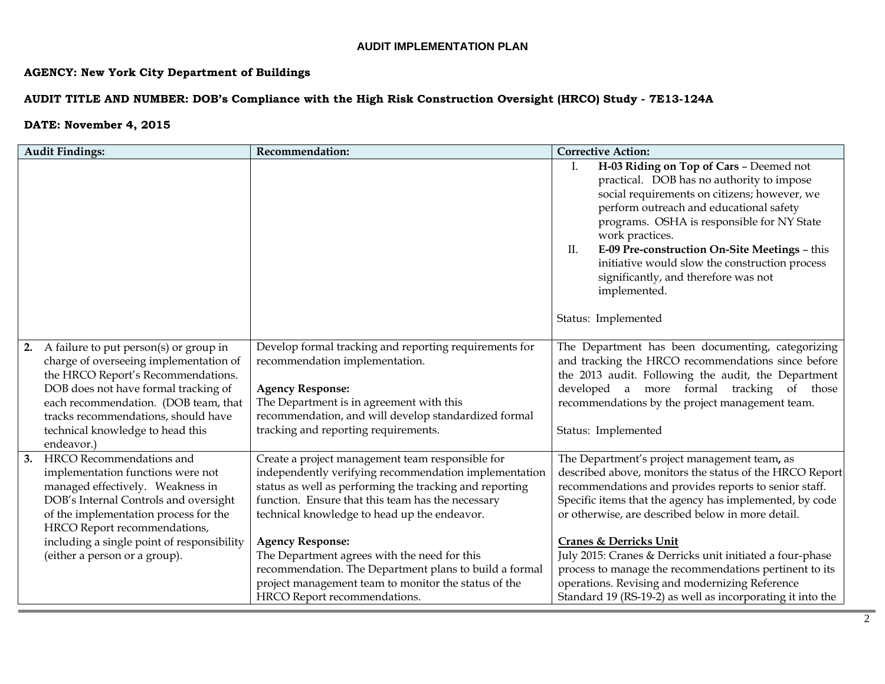**AUDIT IMPLEMENTATION PLAN**

**AGENCY: New York City Department of Buildings**

**AUDIT TITLE AND NUMBER: DOB's Compliance with the High Risk Construction Oversight (HRCO) Study - 7E13-124A**

**DATE: November 4, 2015**

| Audit Findings: | Recommendation: | Corrective Action: |
| --- | --- | --- |
| | | I. **H-03 Riding on Top of Cars** – Deemed not practical. DOB has no authority to impose social requirements on citizens; however, we perform outreach and educational safety programs. OSHA is responsible for NY State work practices.<br>II. **E-09 Pre-construction On-Site Meetings** – this initiative would slow the construction process significantly, and therefore was not implemented.<br><br>Status: Implemented |
| **2.** A failure to put person(s) or group in charge of overseeing implementation of the HRCO Report's Recommendations. DOB does not have formal tracking of each recommendation. (DOB team, that tracks recommendations, should have technical knowledge to head this endeavor.) | Develop formal tracking and reporting requirements for recommendation implementation.<br><br>**Agency Response:**<br>The Department is in agreement with this recommendation, and will develop standardized formal tracking and reporting requirements. | The Department has been documenting, categorizing and tracking the HRCO recommendations since before the 2013 audit. Following the audit, the Department developed a more formal tracking of those recommendations by the project management team.<br><br>Status: Implemented |
| **3.** HRCO Recommendations and implementation functions were not managed effectively. Weakness in DOB's Internal Controls and oversight of the implementation process for the HRCO Report recommendations, including a single point of responsibility (either a person or a group). | Create a project management team responsible for independently verifying recommendation implementation status as well as performing the tracking and reporting function. Ensure that this team has the necessary technical knowledge to head up the endeavor.<br><br>**Agency Response:**<br>The Department agrees with the need for this recommendation. The Department plans to build a formal project management team to monitor the status of the HRCO Report recommendations. | The Department's project management team**,** as described above, monitors the status of the HRCO Report recommendations and provides reports to senior staff. Specific items that the agency has implemented, by code or otherwise, are described below in more detail.<br><br>**<u>Cranes & Derricks Unit</u>**<br>July 2015: Cranes & Derricks unit initiated a four-phase process to manage the recommendations pertinent to its operations. Revising and modernizing Reference Standard 19 (RS-19-2) as well as incorporating it into the |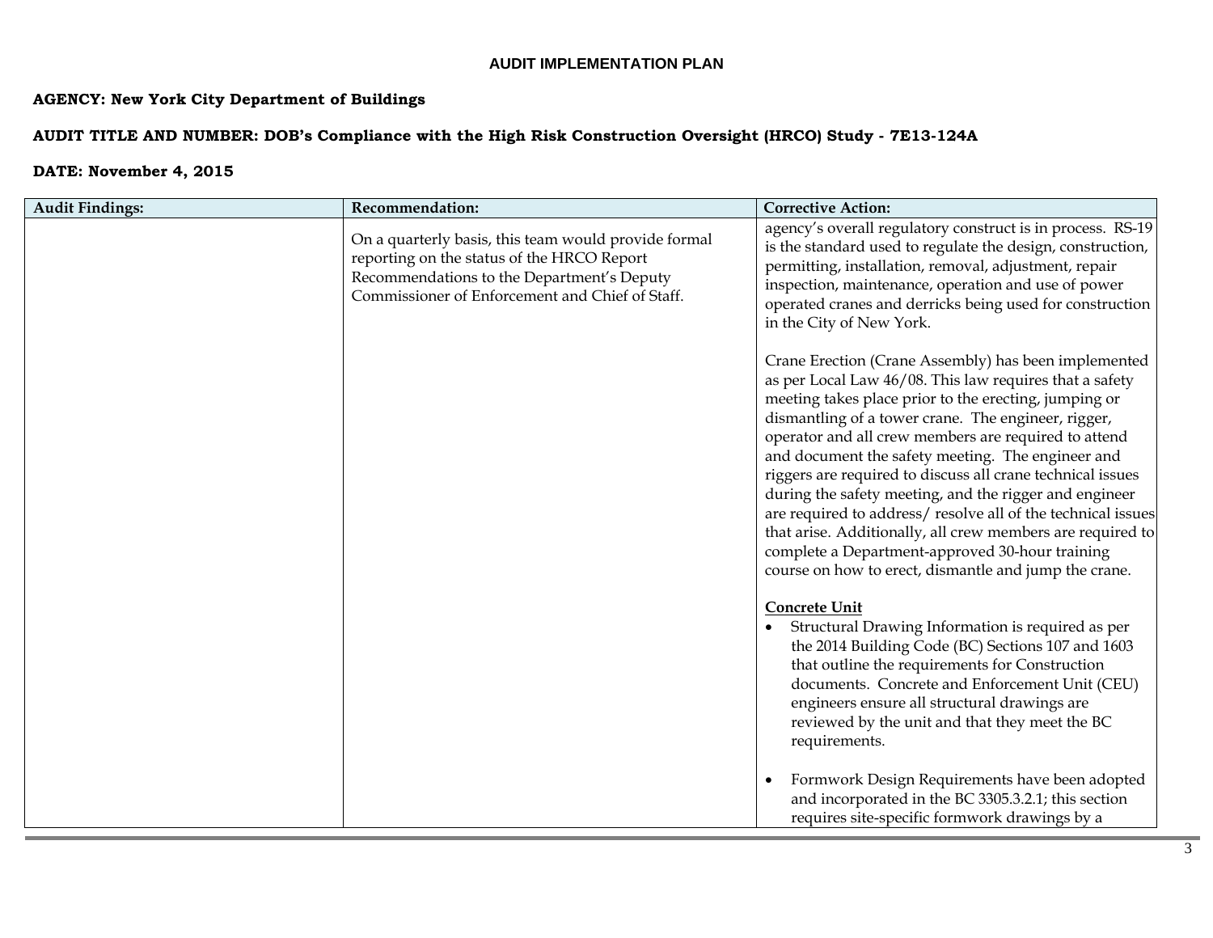**AUDIT IMPLEMENTATION PLAN**

**AGENCY: New York City Department of Buildings**

**AUDIT TITLE AND NUMBER: DOB's Compliance with the High Risk Construction Oversight (HRCO) Study - 7E13-124A**

**DATE: November 4, 2015**

| Audit Findings: | Recommendation: | Corrective Action: |
|---|---|---|
| | On a quarterly basis, this team would provide formal reporting on the status of the HRCO Report Recommendations to the Department's Deputy Commissioner of Enforcement and Chief of Staff. | agency's overall regulatory construct is in process. RS-19 is the standard used to regulate the design, construction, permitting, installation, removal, adjustment, repair inspection, maintenance, operation and use of power operated cranes and derricks being used for construction in the City of New York.<br><br>Crane Erection (Crane Assembly) has been implemented as per Local Law 46/08. This law requires that a safety meeting takes place prior to the erecting, jumping or dismantling of a tower crane. The engineer, rigger, operator and all crew members are required to attend and document the safety meeting. The engineer and riggers are required to discuss all crane technical issues during the safety meeting, and the rigger and engineer are required to address/ resolve all of the technical issues that arise. Additionally, all crew members are required to complete a Department-approved 30-hour training course on how to erect, dismantle and jump the crane.<br><br>**Concrete Unit**<br>• Structural Drawing Information is required as per the 2014 Building Code (BC) Sections 107 and 1603 that outline the requirements for Construction documents. Concrete and Enforcement Unit (CEU) engineers ensure all structural drawings are reviewed by the unit and that they meet the BC requirements.<br><br>• Formwork Design Requirements have been adopted and incorporated in the BC 3305.3.2.1; this section requires site-specific formwork drawings by a |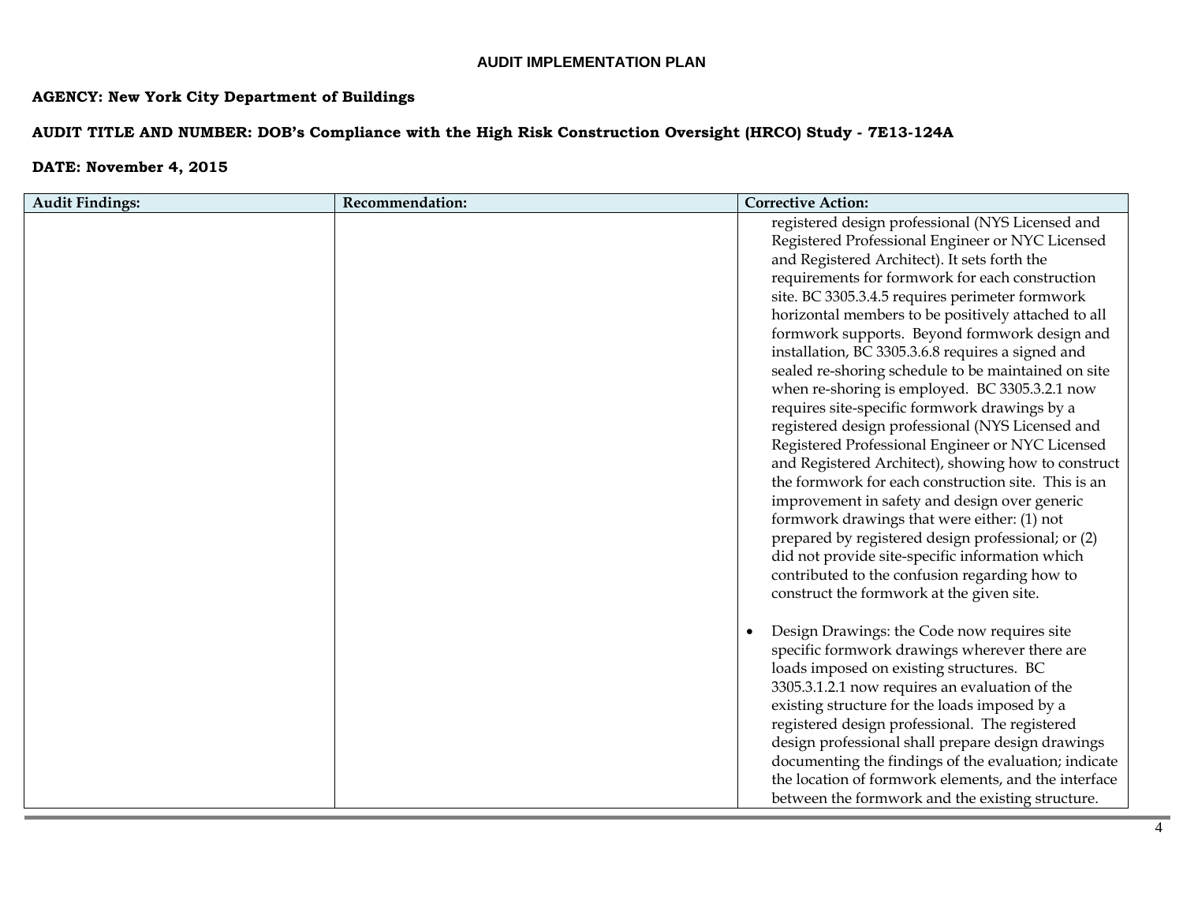**AUDIT IMPLEMENTATION PLAN**

**AGENCY: New York City Department of Buildings**

**AUDIT TITLE AND NUMBER: DOB's Compliance with the High Risk Construction Oversight (HRCO) Study - 7E13-124A**

**DATE: November 4, 2015**

| Audit Findings: | Recommendation: | Corrective Action: |
|---|---|---|
| | | registered design professional (NYS Licensed and Registered Professional Engineer or NYC Licensed and Registered Architect). It sets forth the requirements for formwork for each construction site. BC 3305.3.4.5 requires perimeter formwork horizontal members to be positively attached to all formwork supports. Beyond formwork design and installation, BC 3305.3.6.8 requires a signed and sealed re-shoring schedule to be maintained on site when re-shoring is employed. BC 3305.3.2.1 now requires site-specific formwork drawings by a registered design professional (NYS Licensed and Registered Professional Engineer or NYC Licensed and Registered Architect), showing how to construct the formwork for each construction site. This is an improvement in safety and design over generic formwork drawings that were either: (1) not prepared by registered design professional; or (2) did not provide site-specific information which contributed to the confusion regarding how to construct the formwork at the given site.<br><br>• Design Drawings: the Code now requires site specific formwork drawings wherever there are loads imposed on existing structures. BC 3305.3.1.2.1 now requires an evaluation of the existing structure for the loads imposed by a registered design professional. The registered design professional shall prepare design drawings documenting the findings of the evaluation; indicate the location of formwork elements, and the interface between the formwork and the existing structure. |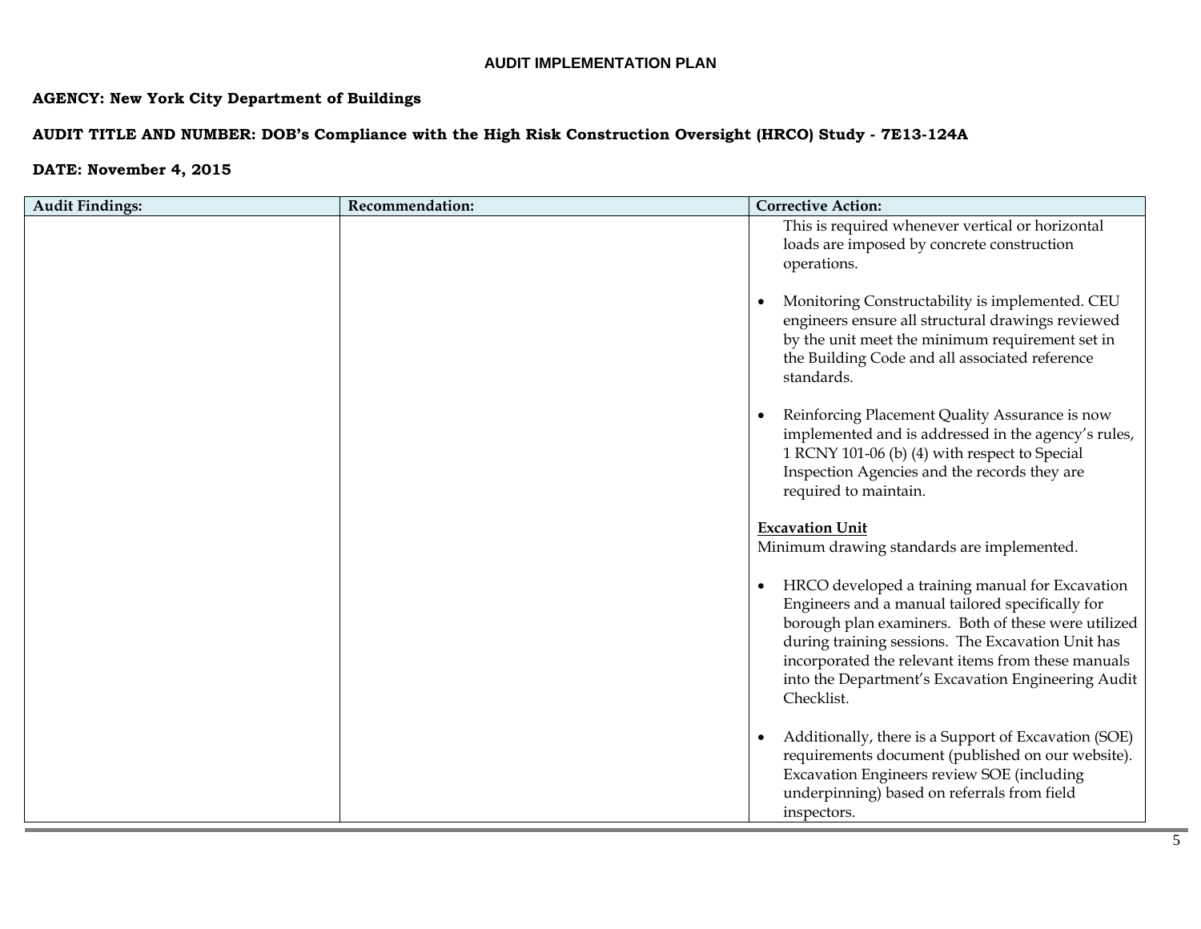**AUDIT IMPLEMENTATION PLAN**

**AGENCY: New York City Department of Buildings**

**AUDIT TITLE AND NUMBER: DOB's Compliance with the High Risk Construction Oversight (HRCO) Study - 7E13-124A**

**DATE: November 4, 2015**

| Audit Findings: | Recommendation: | Corrective Action: |
|---|---|---|
| | | This is required whenever vertical or horizontal loads are imposed by concrete construction operations.<br><br>• Monitoring Constructability is implemented. CEU engineers ensure all structural drawings reviewed by the unit meet the minimum requirement set in the Building Code and all associated reference standards.<br><br>• Reinforcing Placement Quality Assurance is now implemented and is addressed in the agency's rules, 1 RCNY 101-06 (b) (4) with respect to Special Inspection Agencies and the records they are required to maintain.<br><br>**<u>Excavation Unit</u>**<br>Minimum drawing standards are implemented.<br><br>• HRCO developed a training manual for Excavation Engineers and a manual tailored specifically for borough plan examiners. Both of these were utilized during training sessions. The Excavation Unit has incorporated the relevant items from these manuals into the Department's Excavation Engineering Audit Checklist.<br><br>• Additionally, there is a Support of Excavation (SOE) requirements document (published on our website). Excavation Engineers review SOE (including underpinning) based on referrals from field inspectors. |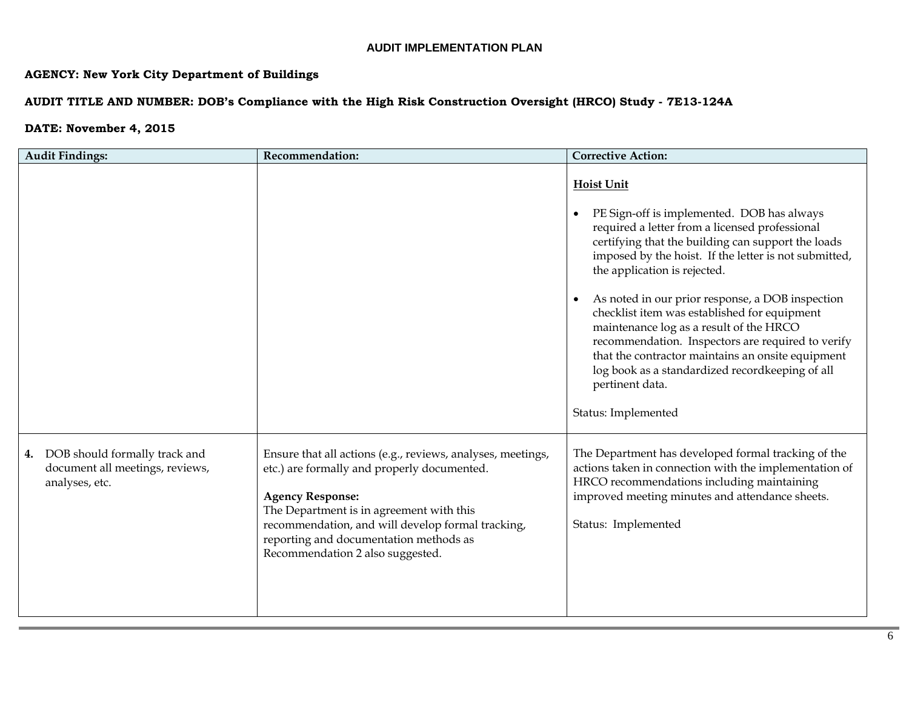**AUDIT IMPLEMENTATION PLAN**

**AGENCY: New York City Department of Buildings**

**AUDIT TITLE AND NUMBER: DOB's Compliance with the High Risk Construction Oversight (HRCO) Study - 7E13-124A**

**DATE: November 4, 2015**

| Audit Findings: | Recommendation: | Corrective Action: |
|---|---|---|
| | | <u>**Hoist Unit**</u><br><br>• PE Sign-off is implemented. DOB has always required a letter from a licensed professional certifying that the building can support the loads imposed by the hoist. If the letter is not submitted, the application is rejected.<br><br>• As noted in our prior response, a DOB inspection checklist item was established for equipment maintenance log as a result of the HRCO recommendation. Inspectors are required to verify that the contractor maintains an onsite equipment log book as a standardized recordkeeping of all pertinent data.<br><br>Status: Implemented |
| **4.** DOB should formally track and document all meetings, reviews, analyses, etc. | Ensure that all actions (e.g., reviews, analyses, meetings, etc.) are formally and properly documented.<br><br>**Agency Response:**<br>The Department is in agreement with this recommendation, and will develop formal tracking, reporting and documentation methods as Recommendation 2 also suggested. | The Department has developed formal tracking of the actions taken in connection with the implementation of HRCO recommendations including maintaining improved meeting minutes and attendance sheets.<br><br>Status: Implemented |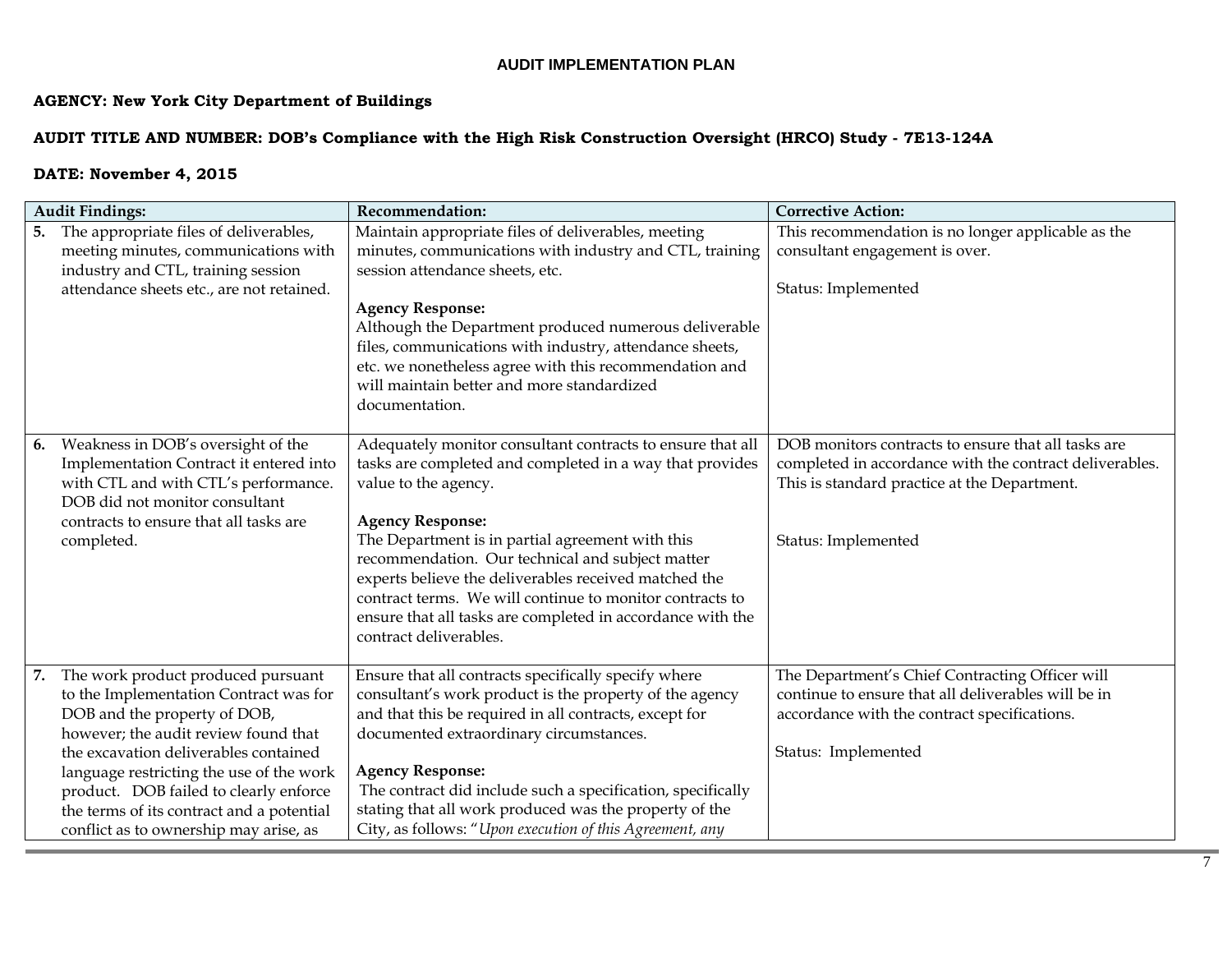**AUDIT IMPLEMENTATION PLAN**

**AGENCY: New York City Department of Buildings**

**AUDIT TITLE AND NUMBER: DOB's Compliance with the High Risk Construction Oversight (HRCO) Study - 7E13-124A**

**DATE: November 4, 2015**

| Audit Findings: | Recommendation: | Corrective Action: |
|---|---|---|
| **5.** The appropriate files of deliverables, meeting minutes, communications with industry and CTL, training session attendance sheets etc., are not retained. | Maintain appropriate files of deliverables, meeting minutes, communications with industry and CTL, training session attendance sheets, etc.<br><br>**Agency Response:**<br>Although the Department produced numerous deliverable files, communications with industry, attendance sheets, etc. we nonetheless agree with this recommendation and will maintain better and more standardized documentation. | This recommendation is no longer applicable as the consultant engagement is over.<br><br>Status: Implemented |
| **6.** Weakness in DOB's oversight of the Implementation Contract it entered into with CTL and with CTL's performance. DOB did not monitor consultant contracts to ensure that all tasks are completed. | Adequately monitor consultant contracts to ensure that all tasks are completed and completed in a way that provides value to the agency.<br><br>**Agency Response:**<br>The Department is in partial agreement with this recommendation. Our technical and subject matter experts believe the deliverables received matched the contract terms. We will continue to monitor contracts to ensure that all tasks are completed in accordance with the contract deliverables. | DOB monitors contracts to ensure that all tasks are completed in accordance with the contract deliverables. This is standard practice at the Department.<br><br>Status: Implemented |
| **7.** The work product produced pursuant to the Implementation Contract was for DOB and the property of DOB, however; the audit review found that the excavation deliverables contained language restricting the use of the work product. DOB failed to clearly enforce the terms of its contract and a potential conflict as to ownership may arise, as | Ensure that all contracts specifically specify where consultant's work product is the property of the agency and that this be required in all contracts, except for documented extraordinary circumstances.<br><br>**Agency Response:**<br>The contract did include such a specification, specifically stating that all work produced was the property of the City, as follows: "*Upon execution of this Agreement, any* | The Department's Chief Contracting Officer will continue to ensure that all deliverables will be in accordance with the contract specifications.<br><br>Status: Implemented |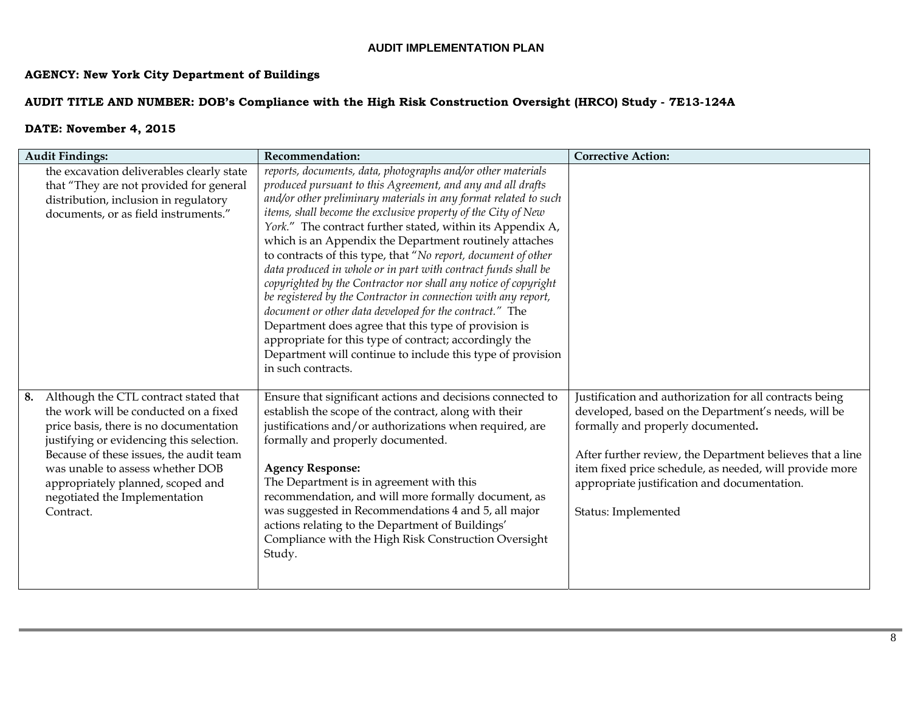**AUDIT IMPLEMENTATION PLAN**

**AGENCY: New York City Department of Buildings**

**AUDIT TITLE AND NUMBER: DOB's Compliance with the High Risk Construction Oversight (HRCO) Study - 7E13-124A**

**DATE: November 4, 2015**

| Audit Findings: | Recommendation: | Corrective Action: |
|---|---|---|
| the excavation deliverables clearly state that "They are not provided for general distribution, inclusion in regulatory documents, or as field instruments." | *reports, documents, data, photographs and/or other materials produced pursuant to this Agreement, and any and all drafts and/or other preliminary materials in any format related to such items, shall become the exclusive property of the City of New York.*" The contract further stated, within its Appendix A, which is an Appendix the Department routinely attaches to contracts of this type, that "*No report, document of other data produced in whole or in part with contract funds shall be copyrighted by the Contractor nor shall any notice of copyright be registered by the Contractor in connection with any report, document or other data developed for the contract.*" The Department does agree that this type of provision is appropriate for this type of contract; accordingly the Department will continue to include this type of provision in such contracts. | |
| **8.** Although the CTL contract stated that the work will be conducted on a fixed price basis, there is no documentation justifying or evidencing this selection. Because of these issues, the audit team was unable to assess whether DOB appropriately planned, scoped and negotiated the Implementation Contract. | Ensure that significant actions and decisions connected to establish the scope of the contract, along with their justifications and/or authorizations when required, are formally and properly documented.<br><br>**Agency Response:**<br>The Department is in agreement with this recommendation, and will more formally document, as was suggested in Recommendations 4 and 5, all major actions relating to the Department of Buildings' Compliance with the High Risk Construction Oversight Study. | Justification and authorization for all contracts being developed, based on the Department's needs, will be formally and properly documented.<br><br>After further review, the Department believes that a line item fixed price schedule, as needed, will provide more appropriate justification and documentation.<br><br>Status: Implemented |